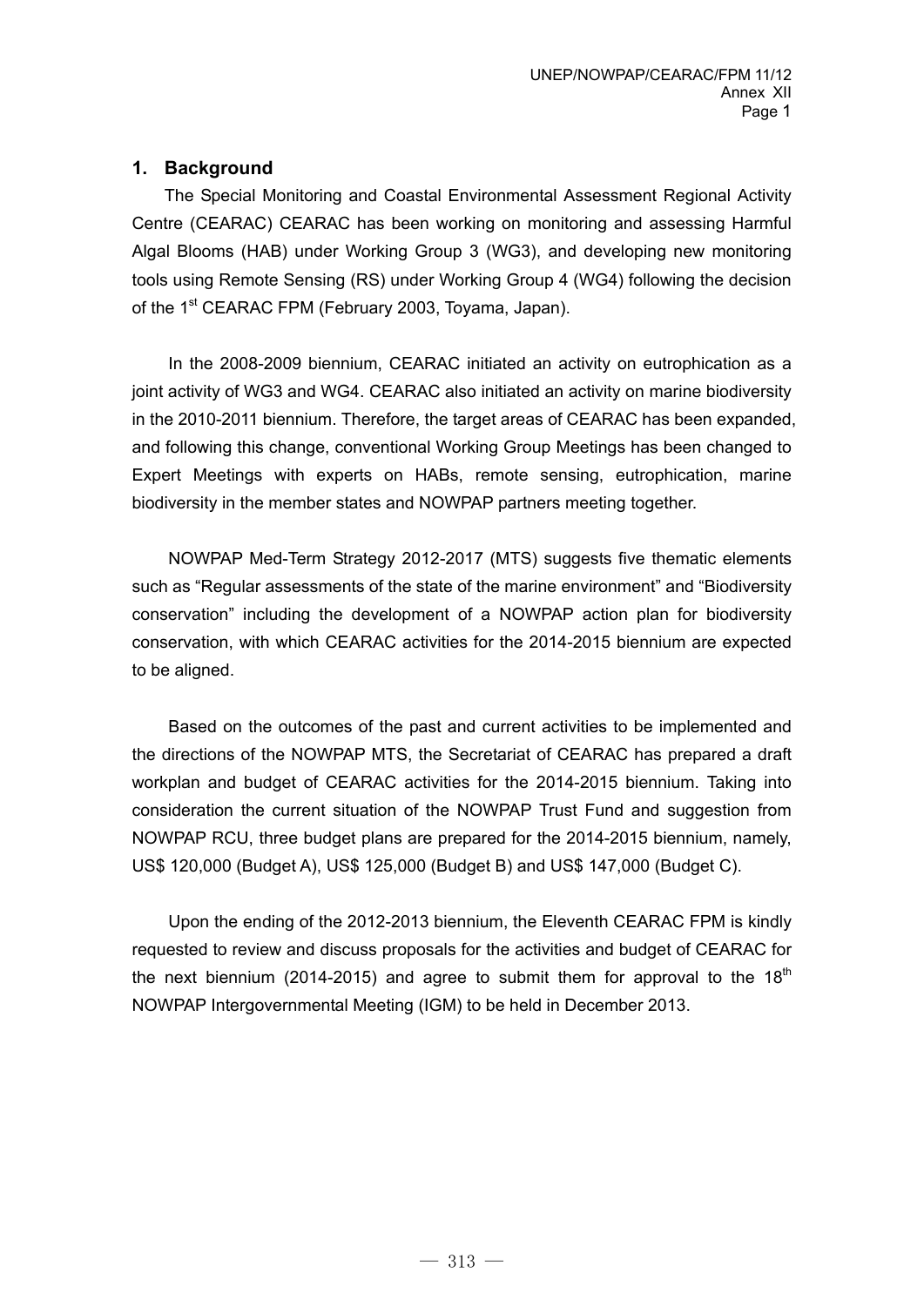## 1. Background

The Special Monitoring and Coastal Environmental Assessment Regional Activity Centre (CEARAC) CEARAC has been working on monitoring and assessing Harmful Algal Blooms (HAB) under Working Group 3 (WG3), and developing new monitoring tools using Remote Sensing (RS) under Working Group 4 (WG4) following the decision of the 1st CEARAC FPM (February 2003, Toyama, Japan).

In the 2008-2009 biennium, CEARAC initiated an activity on eutrophication as a joint activity of WG3 and WG4. CEARAC also initiated an activity on marine biodiversity in the 2010-2011 biennium. Therefore, the target areas of CEARAC has been expanded, and following this change, conventional Working Group Meetings has been changed to Expert Meetings with experts on HABs, remote sensing, eutrophication, marine biodiversity in the member states and NOWPAP partners meeting together.

NOWPAP Med-Term Strategy 2012-2017 (MTS) suggests five thematic elements such as "Regular assessments of the state of the marine environment" and "Biodiversity conservation" including the development of a NOWPAP action plan for biodiversity conservation, with which CEARAC activities for the 2014-2015 biennium are expected to be aligned.

Based on the outcomes of the past and current activities to be implemented and the directions of the NOWPAP MTS, the Secretariat of CEARAC has prepared a draft workplan and budget of CEARAC activities for the 2014-2015 biennium. Taking into consideration the current situation of the NOWPAP Trust Fund and suggestion from NOWPAP RCU, three budget plans are prepared for the 2014-2015 biennium, namely, US$ 120,000 (Budget A), US$ 125,000 (Budget B) and US$ 147,000 (Budget C).

Upon the ending of the 2012-2013 biennium, the Eleventh CEARAC FPM is kindly requested to review and discuss proposals for the activities and budget of CEARAC for the next biennium (2014-2015) and agree to submit them for approval to the 18th NOWPAP Intergovernmental Meeting (IGM) to be held in December 2013.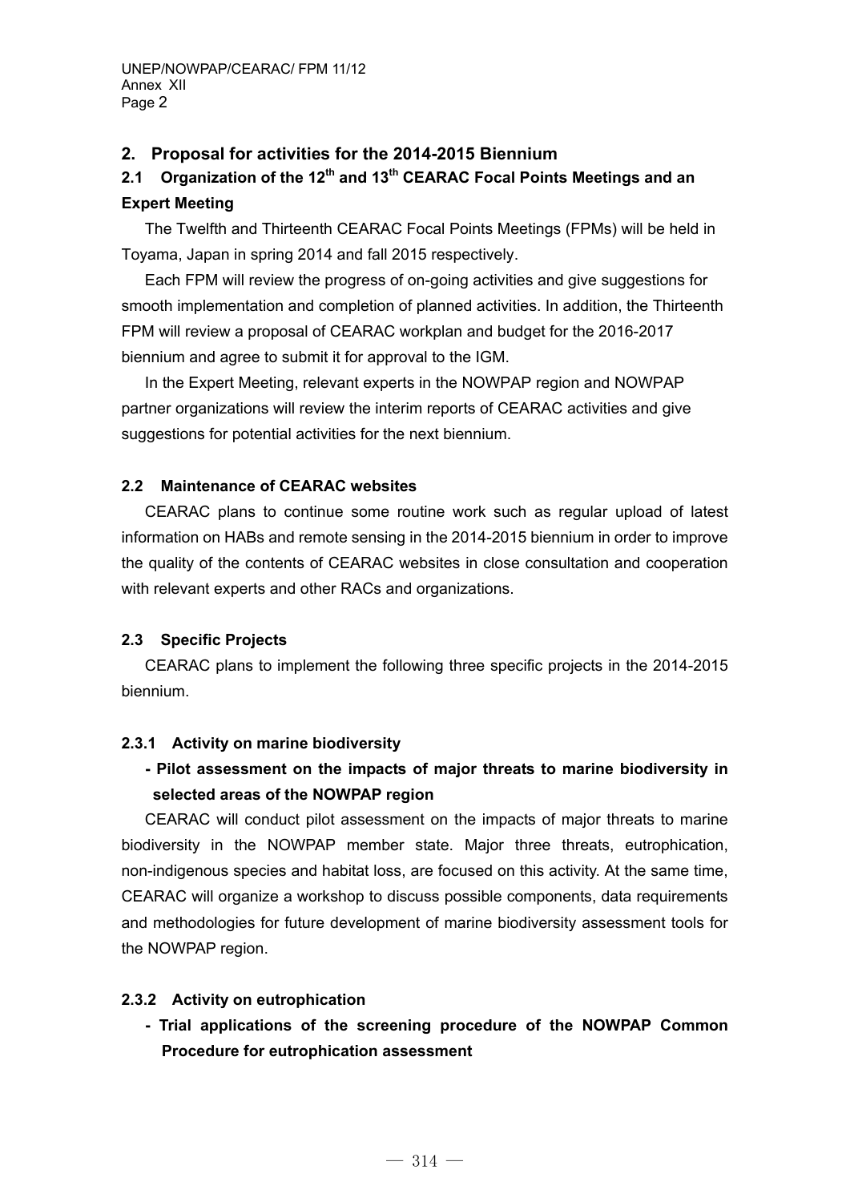## 2. Proposal for activities for the 2014-2015 Biennium

### 2.1 Organization of the 12th and 13th CEARAC Focal Points Meetings and an Expert Meeting

The Twelfth and Thirteenth CEARAC Focal Points Meetings (FPMs) will be held in Toyama, Japan in spring 2014 and fall 2015 respectively.

Each FPM will review the progress of on-going activities and give suggestions for smooth implementation and completion of planned activities. In addition, the Thirteenth FPM will review a proposal of CEARAC workplan and budget for the 2016-2017 biennium and agree to submit it for approval to the IGM.

In the Expert Meeting, relevant experts in the NOWPAP region and NOWPAP partner organizations will review the interim reports of CEARAC activities and give suggestions for potential activities for the next biennium.

### 2.2 Maintenance of CEARAC websites

CEARAC plans to continue some routine work such as regular upload of latest information on HABs and remote sensing in the 2014-2015 biennium in order to improve the quality of the contents of CEARAC websites in close consultation and cooperation with relevant experts and other RACs and organizations.

### 2.3 Specific Projects

CEARAC plans to implement the following three specific projects in the 2014-2015 biennium.

#### 2.3.1 Activity on marine biodiversity

**- Pilot assessment on the impacts of major threats to marine biodiversity in selected areas of the NOWPAP region**

CEARAC will conduct pilot assessment on the impacts of major threats to marine biodiversity in the NOWPAP member state. Major three threats, eutrophication, non-indigenous species and habitat loss, are focused on this activity. At the same time, CEARAC will organize a workshop to discuss possible components, data requirements and methodologies for future development of marine biodiversity assessment tools for the NOWPAP region.

#### 2.3.2 Activity on eutrophication

**- Trial applications of the screening procedure of the NOWPAP Common Procedure for eutrophication assessment**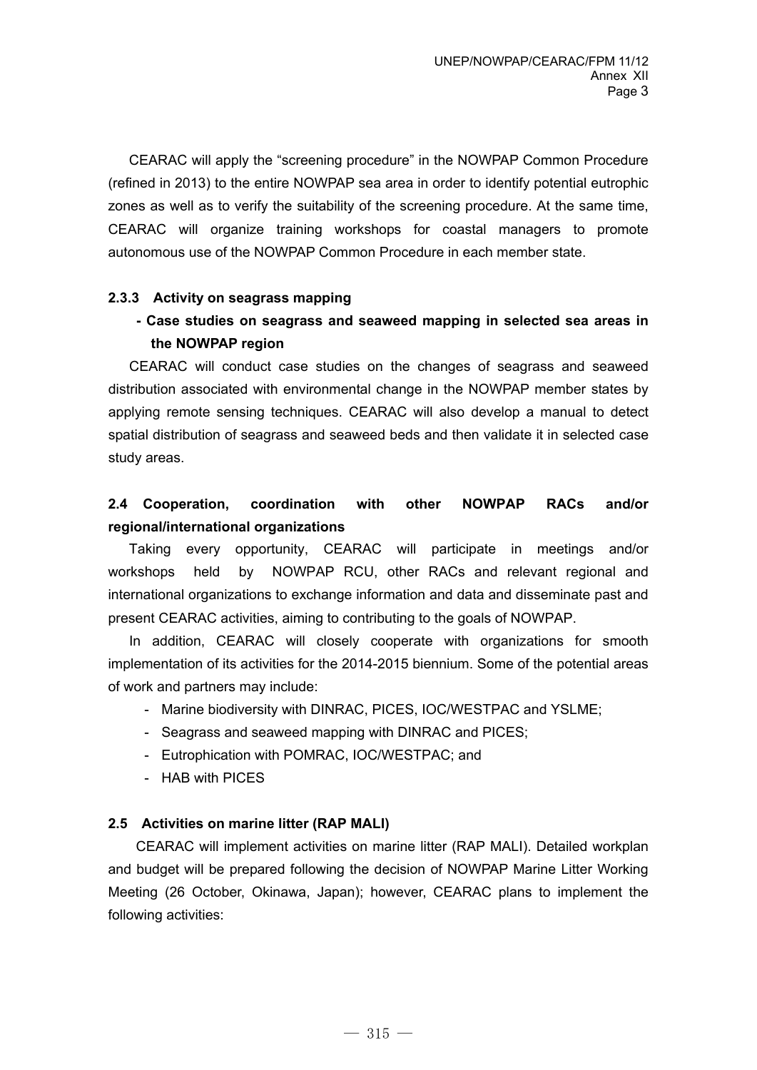CEARAC will apply the "screening procedure" in the NOWPAP Common Procedure (refined in 2013) to the entire NOWPAP sea area in order to identify potential eutrophic zones as well as to verify the suitability of the screening procedure. At the same time, CEARAC will organize training workshops for coastal managers to promote autonomous use of the NOWPAP Common Procedure in each member state.

#### 2.3.3 Activity on seagrass mapping

**- Case studies on seagrass and seaweed mapping in selected sea areas in the NOWPAP region**

CEARAC will conduct case studies on the changes of seagrass and seaweed distribution associated with environmental change in the NOWPAP member states by applying remote sensing techniques. CEARAC will also develop a manual to detect spatial distribution of seagrass and seaweed beds and then validate it in selected case study areas.

### 2.4 Cooperation, coordination with other NOWPAP RACs and/or regional/international organizations

Taking every opportunity, CEARAC will participate in meetings and/or workshops held by NOWPAP RCU, other RACs and relevant regional and international organizations to exchange information and data and disseminate past and present CEARAC activities, aiming to contributing to the goals of NOWPAP.

In addition, CEARAC will closely cooperate with organizations for smooth implementation of its activities for the 2014-2015 biennium. Some of the potential areas of work and partners may include:

- Marine biodiversity with DINRAC, PICES, IOC/WESTPAC and YSLME;
- Seagrass and seaweed mapping with DINRAC and PICES;
- Eutrophication with POMRAC, IOC/WESTPAC; and
- HAB with PICES

### 2.5 Activities on marine litter (RAP MALI)

CEARAC will implement activities on marine litter (RAP MALI). Detailed workplan and budget will be prepared following the decision of NOWPAP Marine Litter Working Meeting (26 October, Okinawa, Japan); however, CEARAC plans to implement the following activities: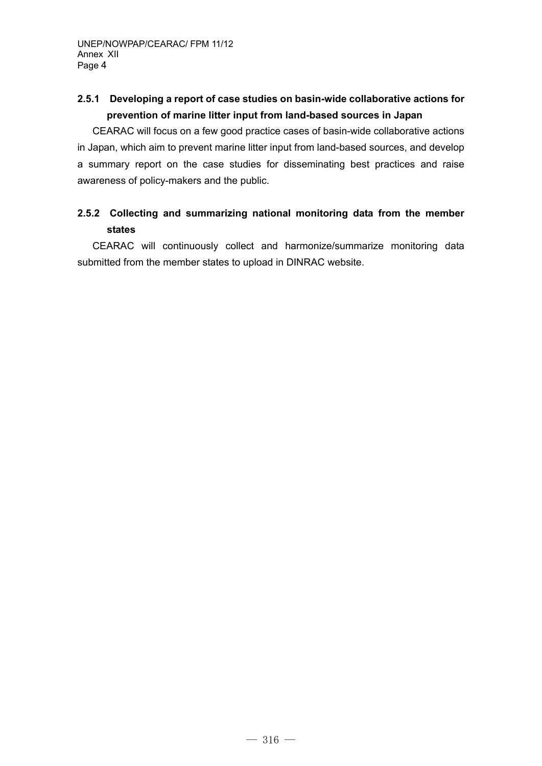### 2.5.1 Developing a report of case studies on basin-wide collaborative actions for prevention of marine litter input from land-based sources in Japan

CEARAC will focus on a few good practice cases of basin-wide collaborative actions in Japan, which aim to prevent marine litter input from land-based sources, and develop a summary report on the case studies for disseminating best practices and raise awareness of policy-makers and the public.

### 2.5.2 Collecting and summarizing national monitoring data from the member states

CEARAC will continuously collect and harmonize/summarize monitoring data submitted from the member states to upload in DINRAC website.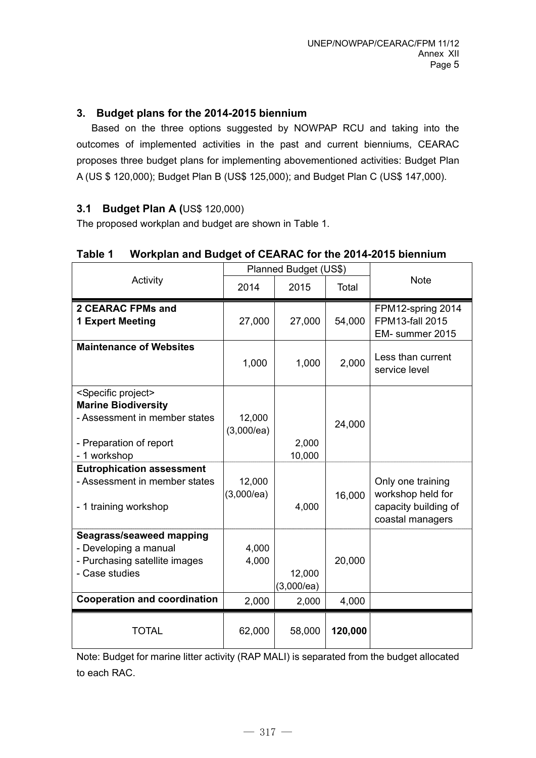## 3. Budget plans for the 2014-2015 biennium

Based on the three options suggested by NOWPAP RCU and taking into the outcomes of implemented activities in the past and current bienniums, CEARAC proposes three budget plans for implementing abovementioned activities: Budget Plan A (US $ 120,000); Budget Plan B (US$ 125,000); and Budget Plan C (US$ 147,000).

### 3.1 Budget Plan A (US$ 120,000)

The proposed workplan and budget are shown in Table 1.

**Table 1 Workplan and Budget of CEARAC for the 2014-2015 biennium**

| Activity | Planned Budget (US$) | | | Note |
|---|---|---|---|---|
| | 2014 | 2015 | Total | |
| **2 CEARAC FPMs and 1 Expert Meeting** | 27,000 | 27,000 | 54,000 | FPM12-spring 2014<br>FPM13-fall 2015<br>EM- summer 2015 |
| **Maintenance of Websites** | 1,000 | 1,000 | 2,000 | Less than current service level |
| <Specific project><br>**Marine Biodiversity**<br>- Assessment in member states<br>- Preparation of report<br>- 1 workshop | 12,000<br>(3,000/ea) | <br>2,000<br>10,000 | 24,000 | |
| **Eutrophication assessment**<br>- Assessment in member states<br>- 1 training workshop | 12,000<br>(3,000/ea) | <br>4,000 | 16,000 | Only one training workshop held for capacity building of coastal managers |
| **Seagrass/seaweed mapping**<br>- Developing a manual<br>- Purchasing satellite images<br>- Case studies | 4,000<br>4,000 | <br><br>12,000<br>(3,000/ea) | 20,000 | |
| **Cooperation and coordination** | 2,000 | 2,000 | 4,000 | |
| TOTAL | 62,000 | 58,000 | **120,000** | |

Note: Budget for marine litter activity (RAP MALI) is separated from the budget allocated to each RAC.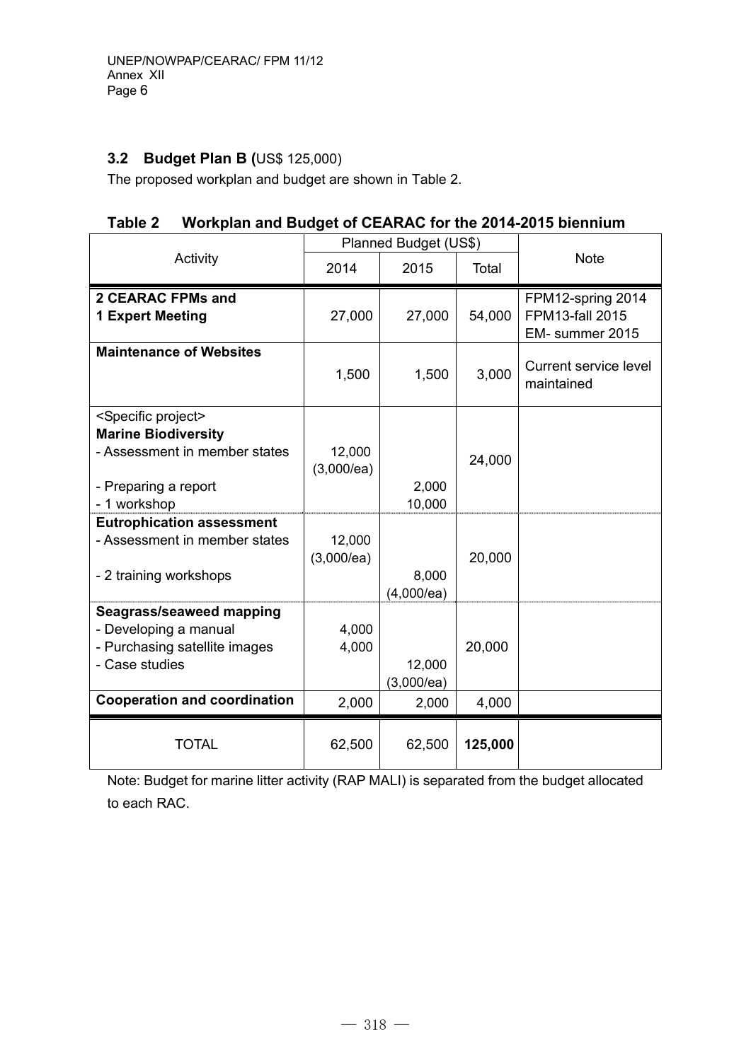### 3.2 Budget Plan B (US$ 125,000)

The proposed workplan and budget are shown in Table 2.

**Table 2 Workplan and Budget of CEARAC for the 2014-2015 biennium**

| Activity | Planned Budget (US$) | | | Note |
|---|---|---|---|---|
| | 2014 | 2015 | Total | |
| **2 CEARAC FPMs and 1 Expert Meeting** | 27,000 | 27,000 | 54,000 | FPM12-spring 2014 FPM13-fall 2015 EM- summer 2015 |
| **Maintenance of Websites** | 1,500 | 1,500 | 3,000 | Current service level maintained |
| <Specific project> **Marine Biodiversity** - Assessment in member states - Preparing a report - 1 workshop | 12,000 (3,000/ea) | 2,000 10,000 | 24,000 | |
| **Eutrophication assessment** - Assessment in member states - 2 training workshops | 12,000 (3,000/ea) | 8,000 (4,000/ea) | 20,000 | |
| **Seagrass/seaweed mapping** - Developing a manual - Purchasing satellite images - Case studies | 4,000 4,000 | 12,000 (3,000/ea) | 20,000 | |
| **Cooperation and coordination** | 2,000 | 2,000 | 4,000 | |
| TOTAL | 62,500 | 62,500 | **125,000** | |

Note: Budget for marine litter activity (RAP MALI) is separated from the budget allocated to each RAC.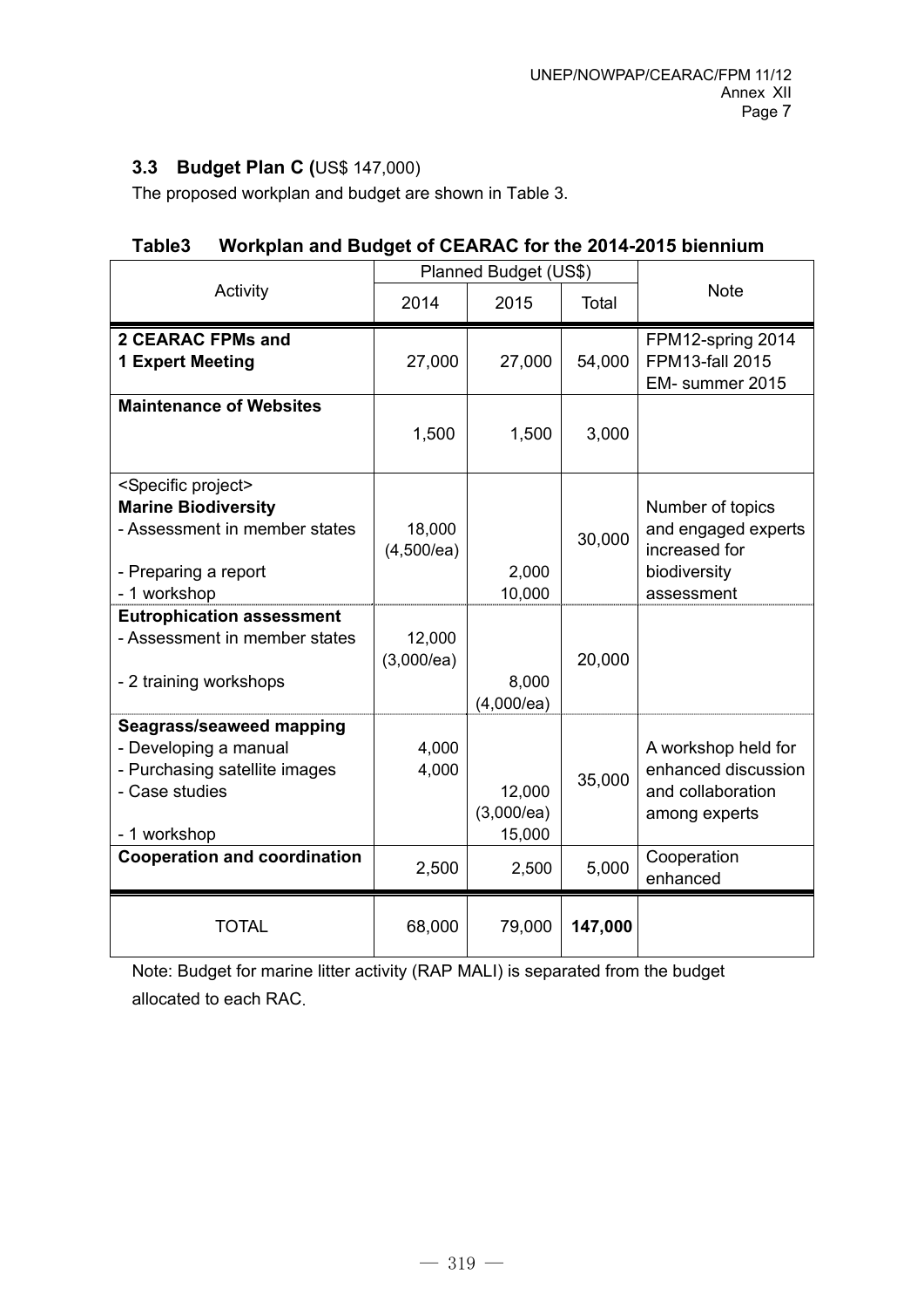### 3.3 Budget Plan C (US$ 147,000)

The proposed workplan and budget are shown in Table 3.

**Table3 Workplan and Budget of CEARAC for the 2014-2015 biennium**

| Activity | Planned Budget (US$) | | | Note |
|---|---|---|---|---|
| | 2014 | 2015 | Total | |
| **2 CEARAC FPMs and 1 Expert Meeting** | 27,000 | 27,000 | 54,000 | FPM12-spring 2014<br>FPM13-fall 2015<br>EM- summer 2015 |
| **Maintenance of Websites** | 1,500 | 1,500 | 3,000 | |
| <Specific project><br>**Marine Biodiversity**<br>- Assessment in member states<br><br>- Preparing a report<br>- 1 workshop | <br><br>18,000<br>(4,500/ea) | <br><br><br><br>2,000<br>10,000 | 30,000 | Number of topics and engaged experts increased for biodiversity assessment |
| **Eutrophication assessment**<br>- Assessment in member states<br><br>- 2 training workshops | 12,000<br>(3,000/ea) | <br><br>8,000<br>(4,000/ea) | 20,000 | |
| **Seagrass/seaweed mapping**<br>- Developing a manual<br>- Purchasing satellite images<br>- Case studies<br><br>- 1 workshop | <br>4,000<br>4,000 | <br><br><br>12,000<br>(3,000/ea)<br>15,000 | 35,000 | A workshop held for enhanced discussion and collaboration among experts |
| **Cooperation and coordination** | 2,500 | 2,500 | 5,000 | Cooperation enhanced |
| TOTAL | 68,000 | 79,000 | **147,000** | |

Note: Budget for marine litter activity (RAP MALI) is separated from the budget allocated to each RAC.